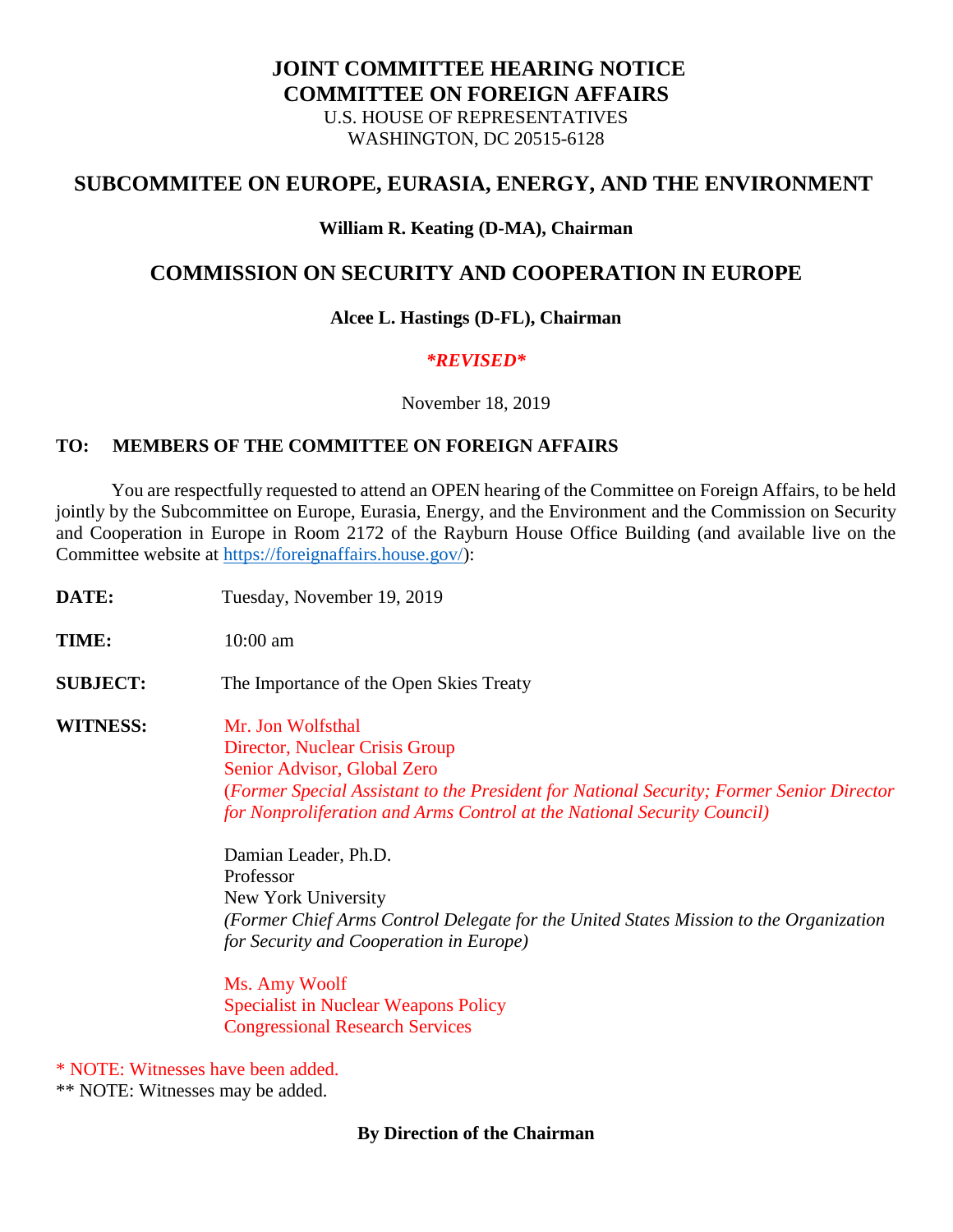# JOINT COMMITTEE HEARING NOTICE
# COMMITTEE ON FOREIGN AFFAIRS

U.S. HOUSE OF REPRESENTATIVES
WASHINGTON, DC 20515-6128

## SUBCOMMITEE ON EUROPE, EURASIA, ENERGY, AND THE ENVIRONMENT

**William R. Keating (D-MA), Chairman**

## COMMISSION ON SECURITY AND COOPERATION IN EUROPE

**Alcee L. Hastings (D-FL), Chairman**

***REVISED***

November 18, 2019

**TO: MEMBERS OF THE COMMITTEE ON FOREIGN AFFAIRS**

You are respectfully requested to attend an OPEN hearing of the Committee on Foreign Affairs, to be held jointly by the Subcommittee on Europe, Eurasia, Energy, and the Environment and the Commission on Security and Cooperation in Europe in Room 2172 of the Rayburn House Office Building (and available live on the Committee website at https://foreignaffairs.house.gov/):

**DATE:** Tuesday, November 19, 2019

**TIME:** 10:00 am

**SUBJECT:** The Importance of the Open Skies Treaty

**WITNESS:**

Mr. Jon Wolfsthal
Director, Nuclear Crisis Group
Senior Advisor, Global Zero
(*Former Special Assistant to the President for National Security; Former Senior Director for Nonproliferation and Arms Control at the National Security Council)*

Damian Leader, Ph.D.
Professor
New York University
*(Former Chief Arms Control Delegate for the United States Mission to the Organization for Security and Cooperation in Europe)*

Ms. Amy Woolf
Specialist in Nuclear Weapons Policy
Congressional Research Services

\* NOTE: Witnesses have been added.
\*\* NOTE: Witnesses may be added.

**By Direction of the Chairman**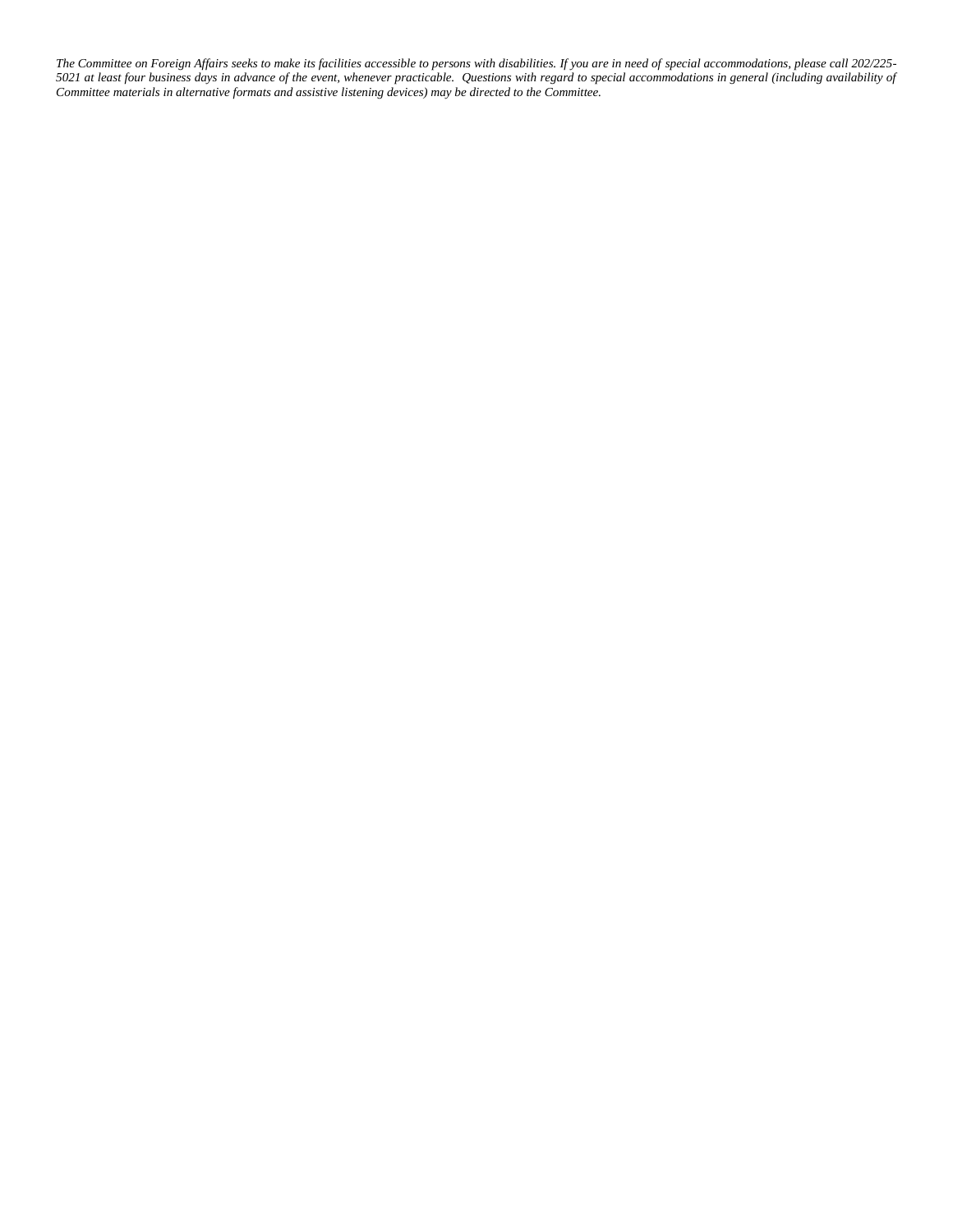*The Committee on Foreign Affairs seeks to make its facilities accessible to persons with disabilities. If you are in need of special accommodations, please call 202/225-5021 at least four business days in advance of the event, whenever practicable. Questions with regard to special accommodations in general (including availability of Committee materials in alternative formats and assistive listening devices) may be directed to the Committee.*